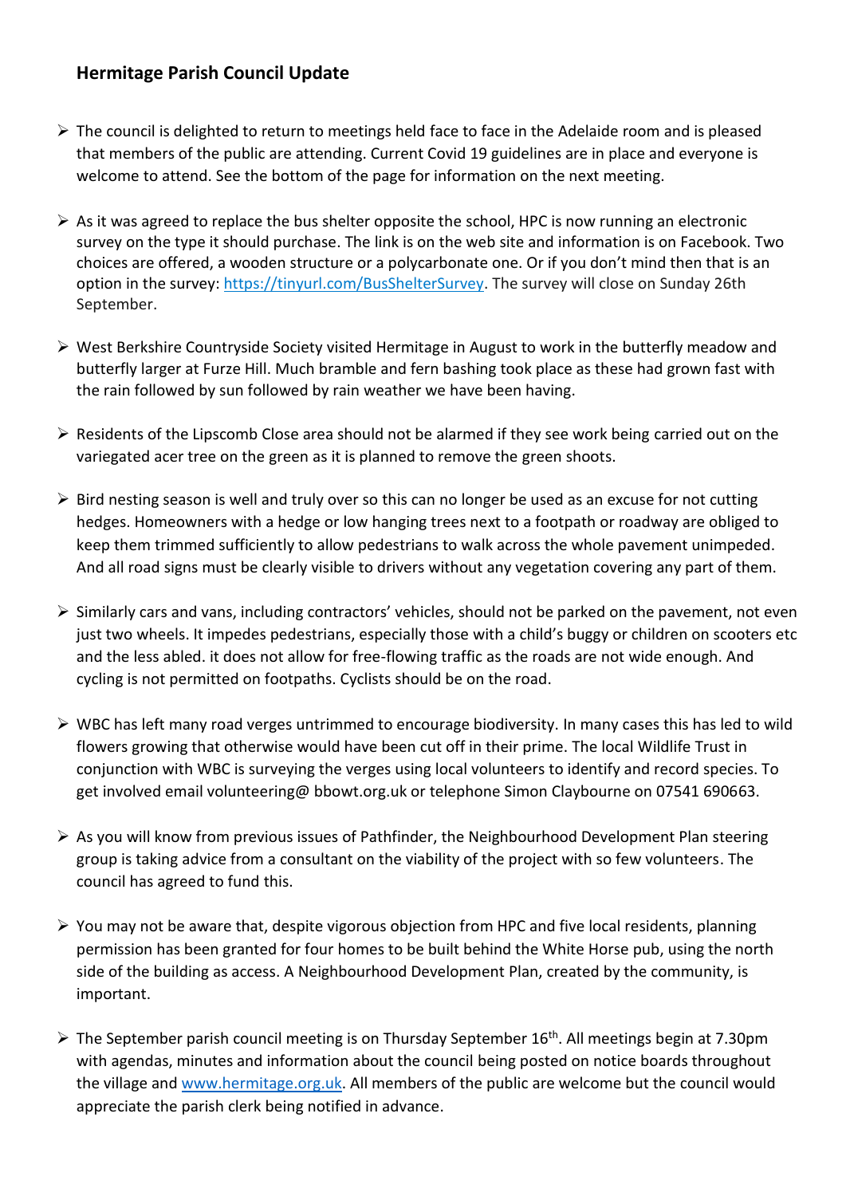## Hermitage Parish Council Update

- The council is delighted to return to meetings held face to face in the Adelaide room and is pleased that members of the public are attending. Current Covid 19 guidelines are in place and everyone is welcome to attend. See the bottom of the page for information on the next meeting.

- As it was agreed to replace the bus shelter opposite the school, HPC is now running an electronic survey on the type it should purchase. The link is on the web site and information is on Facebook. Two choices are offered, a wooden structure or a polycarbonate one. Or if you don't mind then that is an option in the survey: [https://tinyurl.com/BusShelterSurvey](https://tinyurl.com/BusShelterSurvey). The survey will close on Sunday 26th September.

- West Berkshire Countryside Society visited Hermitage in August to work in the butterfly meadow and butterfly larger at Furze Hill. Much bramble and fern bashing took place as these had grown fast with the rain followed by sun followed by rain weather we have been having.

- Residents of the Lipscomb Close area should not be alarmed if they see work being carried out on the variegated acer tree on the green as it is planned to remove the green shoots.

- Bird nesting season is well and truly over so this can no longer be used as an excuse for not cutting hedges. Homeowners with a hedge or low hanging trees next to a footpath or roadway are obliged to keep them trimmed sufficiently to allow pedestrians to walk across the whole pavement unimpeded. And all road signs must be clearly visible to drivers without any vegetation covering any part of them.

- Similarly cars and vans, including contractors' vehicles, should not be parked on the pavement, not even just two wheels. It impedes pedestrians, especially those with a child's buggy or children on scooters etc and the less abled. it does not allow for free-flowing traffic as the roads are not wide enough. And cycling is not permitted on footpaths. Cyclists should be on the road.

- WBC has left many road verges untrimmed to encourage biodiversity. In many cases this has led to wild flowers growing that otherwise would have been cut off in their prime. The local Wildlife Trust in conjunction with WBC is surveying the verges using local volunteers to identify and record species. To get involved email volunteering@ bbowt.org.uk or telephone Simon Claybourne on 07541 690663.

- As you will know from previous issues of Pathfinder, the Neighbourhood Development Plan steering group is taking advice from a consultant on the viability of the project with so few volunteers. The council has agreed to fund this.

- You may not be aware that, despite vigorous objection from HPC and five local residents, planning permission has been granted for four homes to be built behind the White Horse pub, using the north side of the building as access. A Neighbourhood Development Plan, created by the community, is important.

- The September parish council meeting is on Thursday September 16th. All meetings begin at 7.30pm with agendas, minutes and information about the council being posted on notice boards throughout the village and [www.hermitage.org.uk](www.hermitage.org.uk). All members of the public are welcome but the council would appreciate the parish clerk being notified in advance.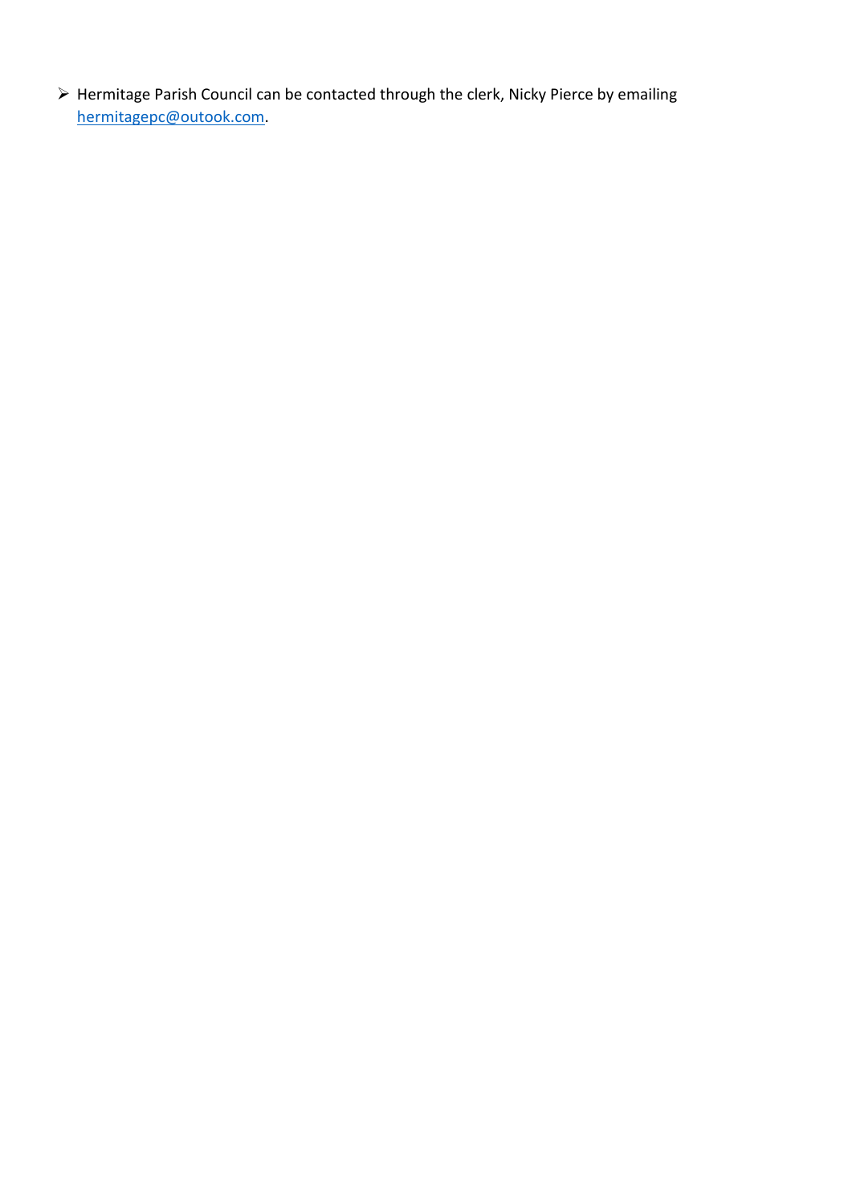- Hermitage Parish Council can be contacted through the clerk, Nicky Pierce by emailing hermitagepc@outook.com.